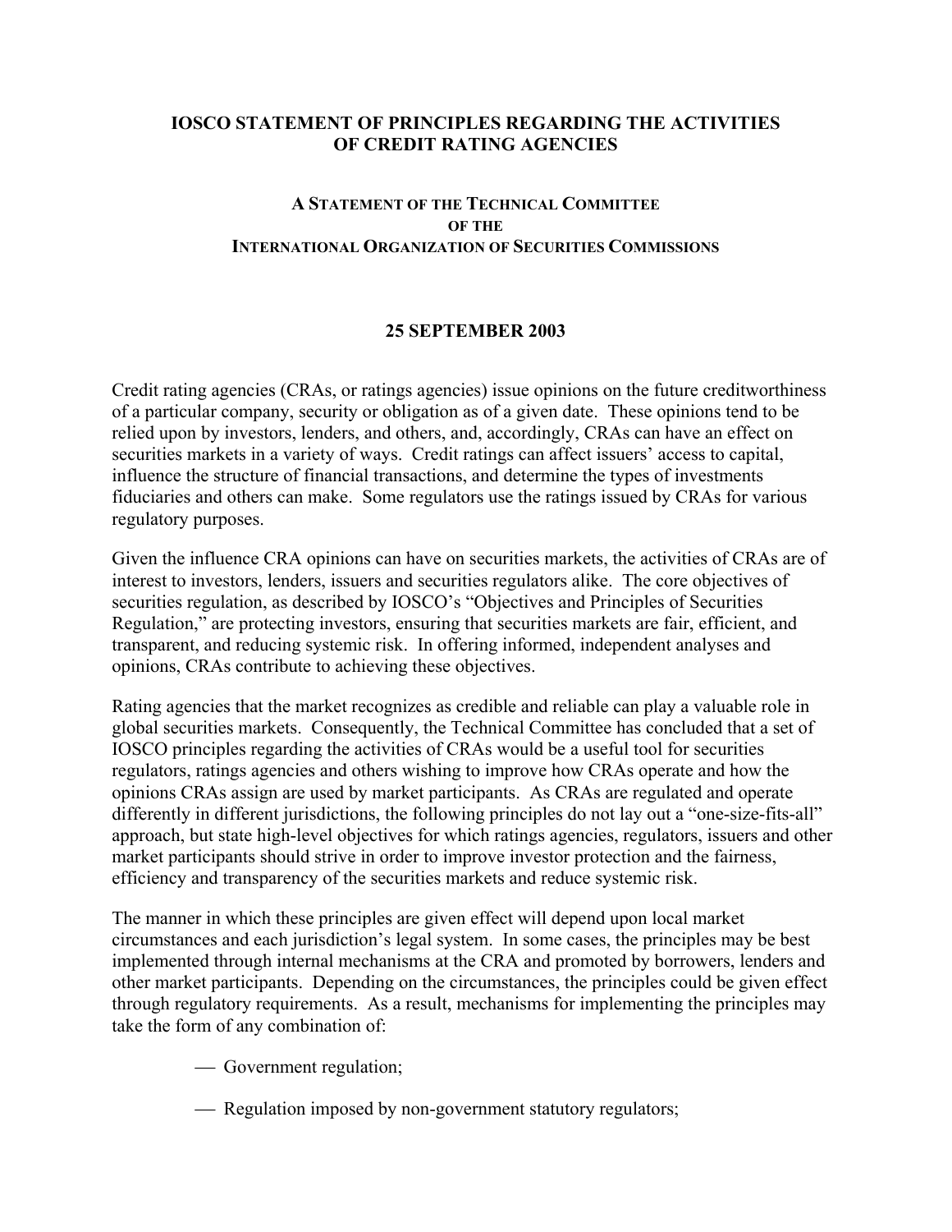# IOSCO STATEMENT OF PRINCIPLES REGARDING THE ACTIVITIES OF CREDIT RATING AGENCIES

### A STATEMENT OF THE TECHNICAL COMMITTEE OF THE INTERNATIONAL ORGANIZATION OF SECURITIES COMMISSIONS

**25 SEPTEMBER 2003**

Credit rating agencies (CRAs, or ratings agencies) issue opinions on the future creditworthiness of a particular company, security or obligation as of a given date. These opinions tend to be relied upon by investors, lenders, and others, and, accordingly, CRAs can have an effect on securities markets in a variety of ways. Credit ratings can affect issuers' access to capital, influence the structure of financial transactions, and determine the types of investments fiduciaries and others can make. Some regulators use the ratings issued by CRAs for various regulatory purposes.

Given the influence CRA opinions can have on securities markets, the activities of CRAs are of interest to investors, lenders, issuers and securities regulators alike. The core objectives of securities regulation, as described by IOSCO's "Objectives and Principles of Securities Regulation," are protecting investors, ensuring that securities markets are fair, efficient, and transparent, and reducing systemic risk. In offering informed, independent analyses and opinions, CRAs contribute to achieving these objectives.

Rating agencies that the market recognizes as credible and reliable can play a valuable role in global securities markets. Consequently, the Technical Committee has concluded that a set of IOSCO principles regarding the activities of CRAs would be a useful tool for securities regulators, ratings agencies and others wishing to improve how CRAs operate and how the opinions CRAs assign are used by market participants. As CRAs are regulated and operate differently in different jurisdictions, the following principles do not lay out a "one-size-fits-all" approach, but state high-level objectives for which ratings agencies, regulators, issuers and other market participants should strive in order to improve investor protection and the fairness, efficiency and transparency of the securities markets and reduce systemic risk.

The manner in which these principles are given effect will depend upon local market circumstances and each jurisdiction's legal system. In some cases, the principles may be best implemented through internal mechanisms at the CRA and promoted by borrowers, lenders and other market participants. Depending on the circumstances, the principles could be given effect through regulatory requirements. As a result, mechanisms for implementing the principles may take the form of any combination of:

- Government regulation;
- Regulation imposed by non-government statutory regulators;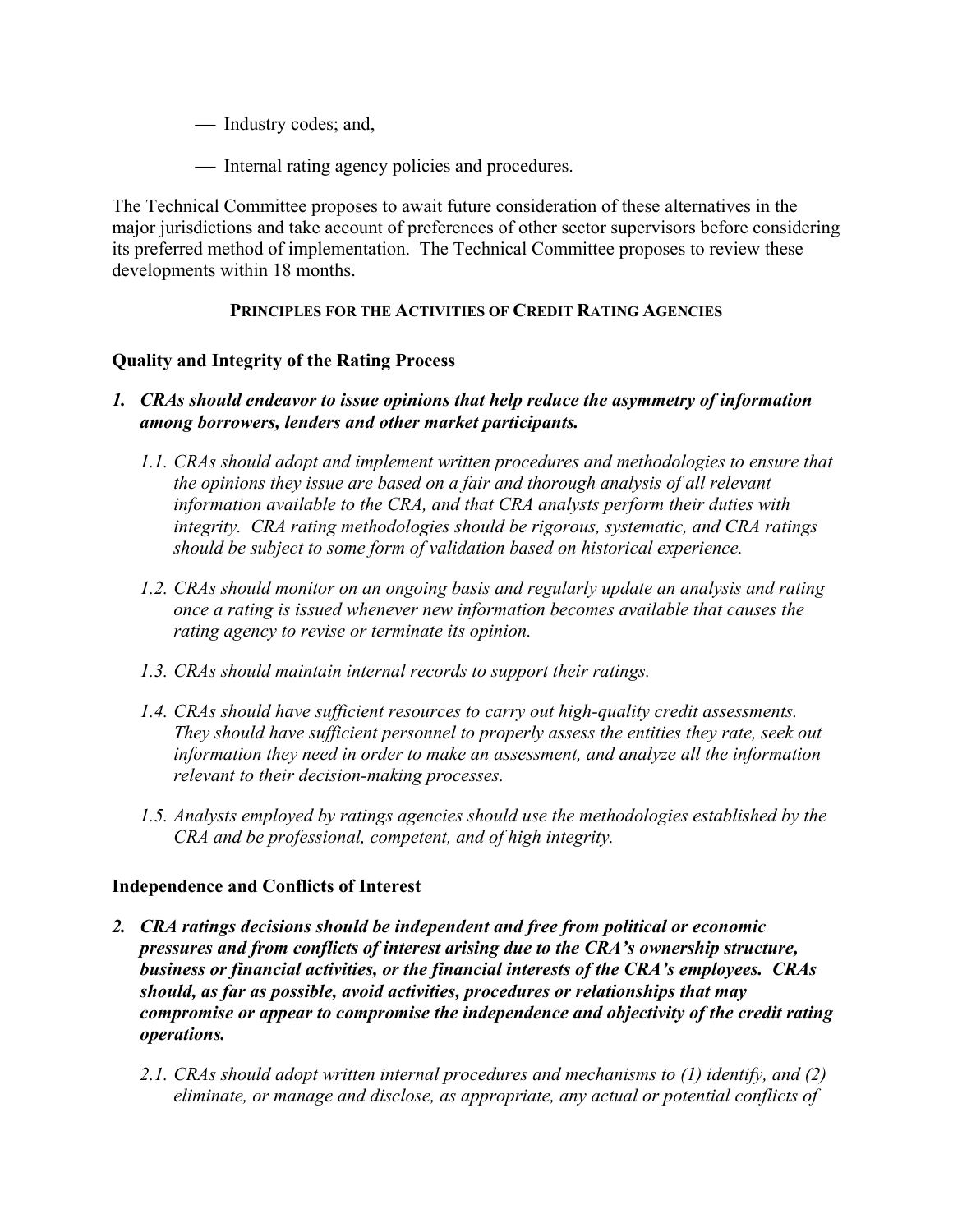- Industry codes; and,
- Internal rating agency policies and procedures.

The Technical Committee proposes to await future consideration of these alternatives in the major jurisdictions and take account of preferences of other sector supervisors before considering its preferred method of implementation. The Technical Committee proposes to review these developments within 18 months.

## PRINCIPLES FOR THE ACTIVITIES OF CREDIT RATING AGENCIES

### Quality and Integrity of the Rating Process

1. ***CRAs should endeavor to issue opinions that help reduce the asymmetry of information among borrowers, lenders and other market participants.***

   1.1. *CRAs should adopt and implement written procedures and methodologies to ensure that the opinions they issue are based on a fair and thorough analysis of all relevant information available to the CRA, and that CRA analysts perform their duties with integrity. CRA rating methodologies should be rigorous, systematic, and CRA ratings should be subject to some form of validation based on historical experience.*

   1.2. *CRAs should monitor on an ongoing basis and regularly update an analysis and rating once a rating is issued whenever new information becomes available that causes the rating agency to revise or terminate its opinion.*

   1.3. *CRAs should maintain internal records to support their ratings.*

   1.4. *CRAs should have sufficient resources to carry out high-quality credit assessments. They should have sufficient personnel to properly assess the entities they rate, seek out information they need in order to make an assessment, and analyze all the information relevant to their decision-making processes.*

   1.5. *Analysts employed by ratings agencies should use the methodologies established by the CRA and be professional, competent, and of high integrity.*

### Independence and Conflicts of Interest

2. ***CRA ratings decisions should be independent and free from political or economic pressures and from conflicts of interest arising due to the CRA's ownership structure, business or financial activities, or the financial interests of the CRA's employees. CRAs should, as far as possible, avoid activities, procedures or relationships that may compromise or appear to compromise the independence and objectivity of the credit rating operations.***

   2.1. *CRAs should adopt written internal procedures and mechanisms to (1) identify, and (2) eliminate, or manage and disclose, as appropriate, any actual or potential conflicts of*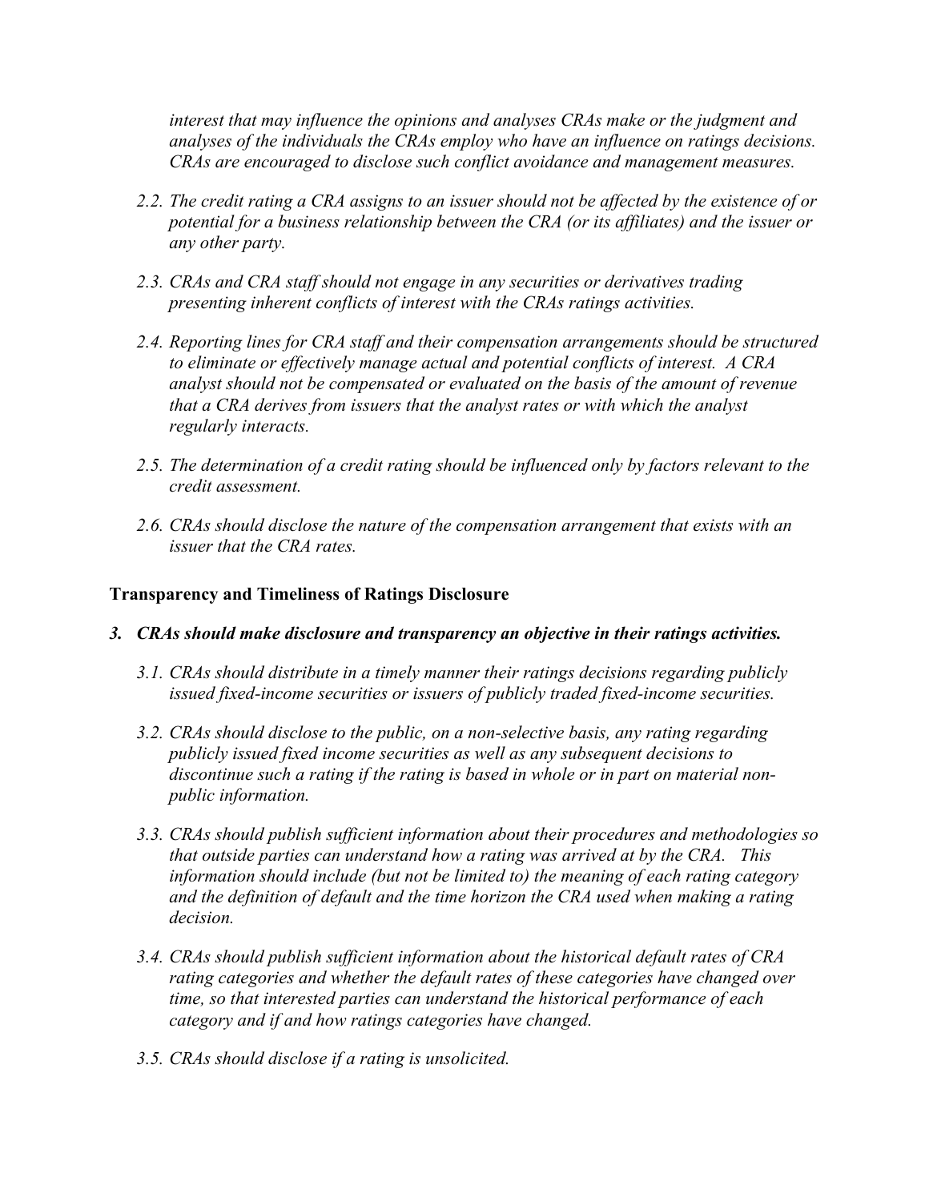*interest that may influence the opinions and analyses CRAs make or the judgment and analyses of the individuals the CRAs employ who have an influence on ratings decisions. CRAs are encouraged to disclose such conflict avoidance and management measures.*

*2.2. The credit rating a CRA assigns to an issuer should not be affected by the existence of or potential for a business relationship between the CRA (or its affiliates) and the issuer or any other party.*

*2.3. CRAs and CRA staff should not engage in any securities or derivatives trading presenting inherent conflicts of interest with the CRAs ratings activities.*

*2.4. Reporting lines for CRA staff and their compensation arrangements should be structured to eliminate or effectively manage actual and potential conflicts of interest. A CRA analyst should not be compensated or evaluated on the basis of the amount of revenue that a CRA derives from issuers that the analyst rates or with which the analyst regularly interacts.*

*2.5. The determination of a credit rating should be influenced only by factors relevant to the credit assessment.*

*2.6. CRAs should disclose the nature of the compensation arrangement that exists with an issuer that the CRA rates.*

**Transparency and Timeliness of Ratings Disclosure**

***3. CRAs should make disclosure and transparency an objective in their ratings activities.***

*3.1. CRAs should distribute in a timely manner their ratings decisions regarding publicly issued fixed-income securities or issuers of publicly traded fixed-income securities.*

*3.2. CRAs should disclose to the public, on a non-selective basis, any rating regarding publicly issued fixed income securities as well as any subsequent decisions to discontinue such a rating if the rating is based in whole or in part on material non-public information.*

*3.3. CRAs should publish sufficient information about their procedures and methodologies so that outside parties can understand how a rating was arrived at by the CRA. This information should include (but not be limited to) the meaning of each rating category and the definition of default and the time horizon the CRA used when making a rating decision.*

*3.4. CRAs should publish sufficient information about the historical default rates of CRA rating categories and whether the default rates of these categories have changed over time, so that interested parties can understand the historical performance of each category and if and how ratings categories have changed.*

*3.5. CRAs should disclose if a rating is unsolicited.*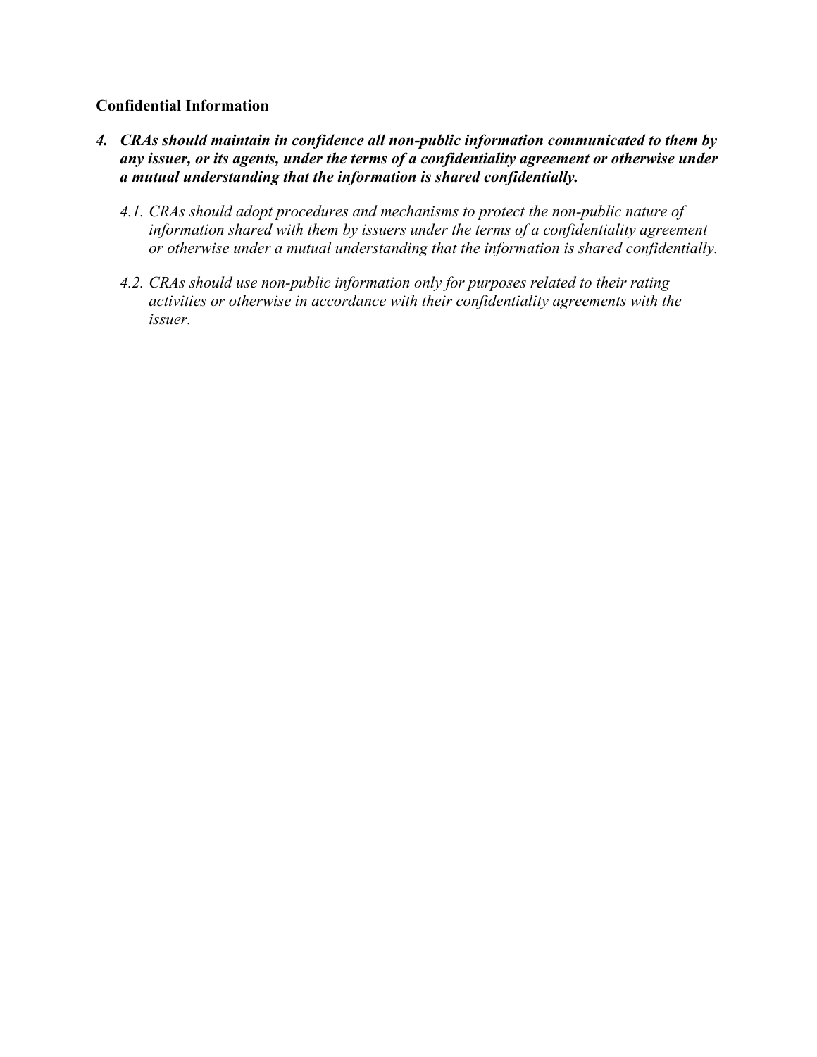**Confidential Information**

4. ***CRAs should maintain in confidence all non-public information communicated to them by any issuer, or its agents, under the terms of a confidentiality agreement or otherwise under a mutual understanding that the information is shared confidentially.***

   4.1. *CRAs should adopt procedures and mechanisms to protect the non-public nature of information shared with them by issuers under the terms of a confidentiality agreement or otherwise under a mutual understanding that the information is shared confidentially.*

   4.2. *CRAs should use non-public information only for purposes related to their rating activities or otherwise in accordance with their confidentiality agreements with the issuer.*